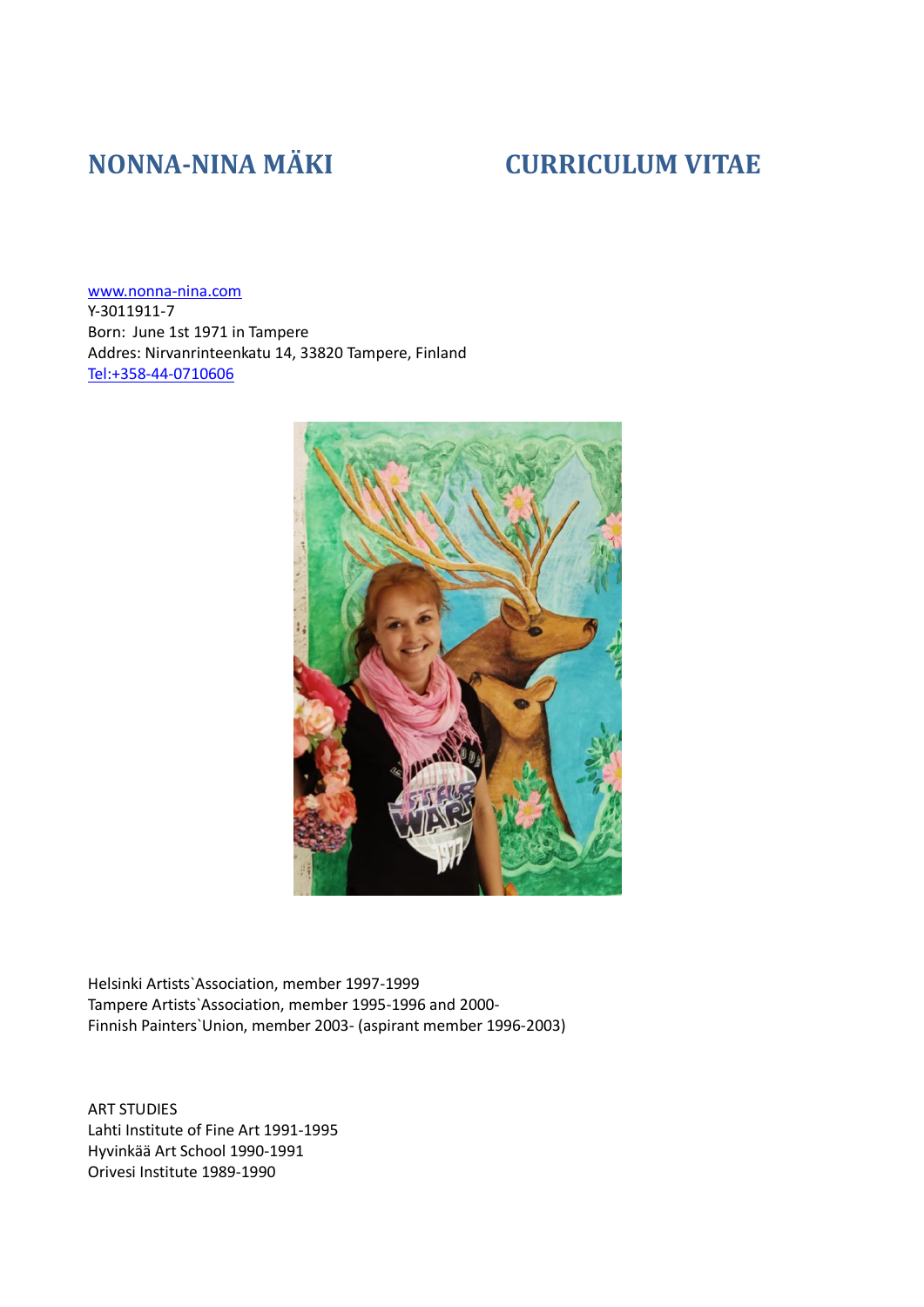# NONNA-NINA MÄKI CURRICULUM VITAE

www.nonna-nina.com
Y-3011911-7
Born: June 1st 1971 in Tampere
Addres: Nirvanrinteenkatu 14, 33820 Tampere, Finland
Tel:+358-44-0710606

Helsinki Artists`Association, member 1997-1999
Tampere Artists`Association, member 1995-1996 and 2000-
Finnish Painters`Union, member 2003- (aspirant member 1996-2003)

ART STUDIES
Lahti Institute of Fine Art 1991-1995
Hyvinkää Art School 1990-1991
Orivesi Institute 1989-1990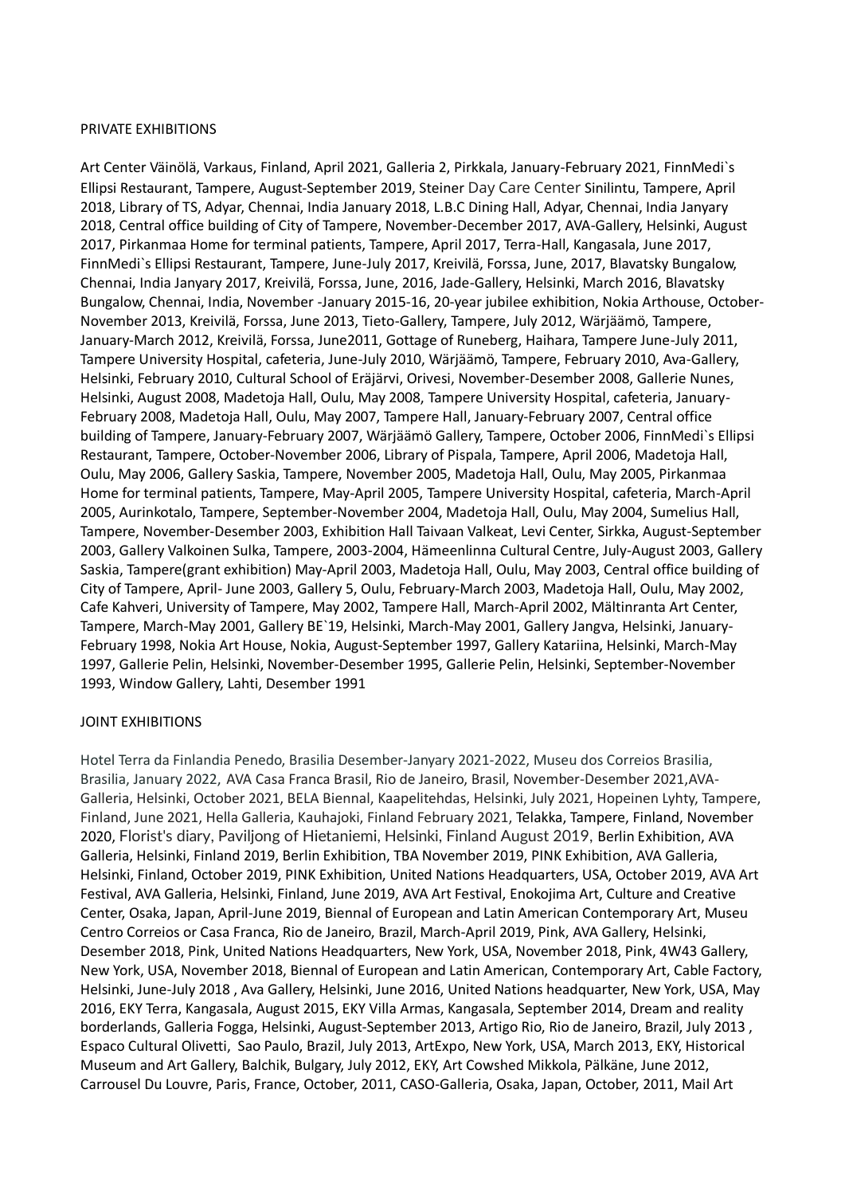PRIVATE EXHIBITIONS

Art Center Väinölä, Varkaus, Finland, April 2021, Galleria 2, Pirkkala, January-February 2021, FinnMedi`s Ellipsi Restaurant, Tampere, August-September 2019, Steiner Day Care Center Sinilintu, Tampere, April 2018, Library of TS, Adyar, Chennai, India January 2018, L.B.C Dining Hall, Adyar, Chennai, India Janyary 2018, Central office building of City of Tampere, November-December 2017, AVA-Gallery, Helsinki, August 2017, Pirkanmaa Home for terminal patients, Tampere, April 2017, Terra-Hall, Kangasala, June 2017, FinnMedi`s Ellipsi Restaurant, Tampere, June-July 2017, Kreivilä, Forssa, June, 2017, Blavatsky Bungalow, Chennai, India Janyary 2017, Kreivilä, Forssa, June, 2016, Jade-Gallery, Helsinki, March 2016, Blavatsky Bungalow, Chennai, India, November -January 2015-16, 20-year jubilee exhibition, Nokia Arthouse, October-November 2013, Kreivilä, Forssa, June 2013, Tieto-Gallery, Tampere, July 2012, Wärjäämö, Tampere, January-March 2012, Kreivilä, Forssa, June2011, Gottage of Runeberg, Haihara, Tampere June-July 2011, Tampere University Hospital, cafeteria, June-July 2010, Wärjäämö, Tampere, February 2010, Ava-Gallery, Helsinki, February 2010, Cultural School of Eräjärvi, Orivesi, November-Desember 2008, Gallerie Nunes, Helsinki, August 2008, Madetoja Hall, Oulu, May 2008, Tampere University Hospital, cafeteria, January-February 2008, Madetoja Hall, Oulu, May 2007, Tampere Hall, January-February 2007, Central office building of Tampere, January-February 2007, Wärjäämö Gallery, Tampere, October 2006, FinnMedi`s Ellipsi Restaurant, Tampere, October-November 2006, Library of Pispala, Tampere, April 2006, Madetoja Hall, Oulu, May 2006, Gallery Saskia, Tampere, November 2005, Madetoja Hall, Oulu, May 2005, Pirkanmaa Home for terminal patients, Tampere, May-April 2005, Tampere University Hospital, cafeteria, March-April 2005, Aurinkotalo, Tampere, September-November 2004, Madetoja Hall, Oulu, May 2004, Sumelius Hall, Tampere, November-Desember 2003, Exhibition Hall Taivaan Valkeat, Levi Center, Sirkka, August-September 2003, Gallery Valkoinen Sulka, Tampere, 2003-2004, Hämeenlinna Cultural Centre, July-August 2003, Gallery Saskia, Tampere(grant exhibition) May-April 2003, Madetoja Hall, Oulu, May 2003, Central office building of City of Tampere, April- June 2003, Gallery 5, Oulu, February-March 2003, Madetoja Hall, Oulu, May 2002, Cafe Kahveri, University of Tampere, May 2002, Tampere Hall, March-April 2002, Mältinranta Art Center, Tampere, March-May 2001, Gallery BE`19, Helsinki, March-May 2001, Gallery Jangva, Helsinki, January-February 1998, Nokia Art House, Nokia, August-September 1997, Gallery Katariina, Helsinki, March-May 1997, Gallerie Pelin, Helsinki, November-Desember 1995, Gallerie Pelin, Helsinki, September-November 1993, Window Gallery, Lahti, Desember 1991

JOINT EXHIBITIONS

Hotel Terra da Finlandia Penedo, Brasilia Desember-Janyary 2021-2022, Museu dos Correios Brasilia, Brasilia, January 2022, AVA Casa Franca Brasil, Rio de Janeiro, Brasil, November-Desember 2021,AVA-Galleria, Helsinki, October 2021, BELA Biennal, Kaapelitehdas, Helsinki, July 2021, Hopeinen Lyhty, Tampere, Finland, June 2021, Hella Galleria, Kauhajoki, Finland February 2021, Telakka, Tampere, Finland, November 2020, Florist's diary, Paviljong of Hietaniemi, Helsinki, Finland August 2019, Berlin Exhibition, AVA Galleria, Helsinki, Finland 2019, Berlin Exhibition, TBA November 2019, PINK Exhibition, AVA Galleria, Helsinki, Finland, October 2019, PINK Exhibition, United Nations Headquarters, USA, October 2019, AVA Art Festival, AVA Galleria, Helsinki, Finland, June 2019, AVA Art Festival, Enokojima Art, Culture and Creative Center, Osaka, Japan, April-June 2019, Biennal of European and Latin American Contemporary Art, Museu Centro Correios or Casa Franca, Rio de Janeiro, Brazil, March-April 2019, Pink, AVA Gallery, Helsinki, Desember 2018, Pink, United Nations Headquarters, New York, USA, November 2018, Pink, 4W43 Gallery, New York, USA, November 2018, Biennal of European and Latin American, Contemporary Art, Cable Factory, Helsinki, June-July 2018 , Ava Gallery, Helsinki, June 2016, United Nations headquarter, New York, USA, May 2016, EKY Terra, Kangasala, August 2015, EKY Villa Armas, Kangasala, September 2014, Dream and reality borderlands, Galleria Fogga, Helsinki, August-September 2013, Artigo Rio, Rio de Janeiro, Brazil, July 2013 , Espaco Cultural Olivetti, Sao Paulo, Brazil, July 2013, ArtExpo, New York, USA, March 2013, EKY, Historical Museum and Art Gallery, Balchik, Bulgary, July 2012, EKY, Art Cowshed Mikkola, Pälkäne, June 2012, Carrousel Du Louvre, Paris, France, October, 2011, CASO-Galleria, Osaka, Japan, October, 2011, Mail Art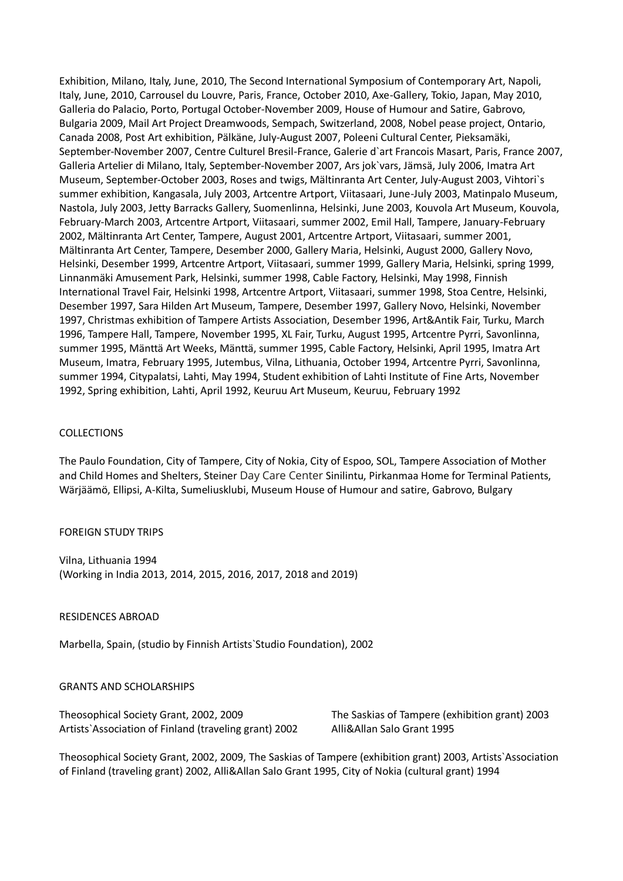Exhibition, Milano, Italy, June, 2010, The Second International Symposium of Contemporary Art, Napoli, Italy, June, 2010, Carrousel du Louvre, Paris, France, October 2010, Axe-Gallery, Tokio, Japan, May 2010, Galleria do Palacio, Porto, Portugal October-November 2009, House of Humour and Satire, Gabrovo, Bulgaria 2009, Mail Art Project Dreamwoods, Sempach, Switzerland, 2008, Nobel pease project, Ontario, Canada 2008, Post Art exhibition, Pälkäne, July-August 2007, Poleeni Cultural Center, Pieksamäki, September-November 2007, Centre Culturel Bresil-France, Galerie d`art Francois Masart, Paris, France 2007, Galleria Artelier di Milano, Italy, September-November 2007, Ars jok`vars, Jämsä, July 2006, Imatra Art Museum, September-October 2003, Roses and twigs, Mältinranta Art Center, July-August 2003, Vihtori`s summer exhibition, Kangasala, July 2003, Artcentre Artport, Viitasaari, June-July 2003, Matinpalo Museum, Nastola, July 2003, Jetty Barracks Gallery, Suomenlinna, Helsinki, June 2003, Kouvola Art Museum, Kouvola, February-March 2003, Artcentre Artport, Viitasaari, summer 2002, Emil Hall, Tampere, January-February 2002, Mältinranta Art Center, Tampere, August 2001, Artcentre Artport, Viitasaari, summer 2001, Mältinranta Art Center, Tampere, Desember 2000, Gallery Maria, Helsinki, August 2000, Gallery Novo, Helsinki, Desember 1999, Artcentre Artport, Viitasaari, summer 1999, Gallery Maria, Helsinki, spring 1999, Linnanmäki Amusement Park, Helsinki, summer 1998, Cable Factory, Helsinki, May 1998, Finnish International Travel Fair, Helsinki 1998, Artcentre Artport, Viitasaari, summer 1998, Stoa Centre, Helsinki, Desember 1997, Sara Hilden Art Museum, Tampere, Desember 1997, Gallery Novo, Helsinki, November 1997, Christmas exhibition of Tampere Artists Association, Desember 1996, Art&Antik Fair, Turku, March 1996, Tampere Hall, Tampere, November 1995, XL Fair, Turku, August 1995, Artcentre Pyrri, Savonlinna, summer 1995, Mänttä Art Weeks, Mänttä, summer 1995, Cable Factory, Helsinki, April 1995, Imatra Art Museum, Imatra, February 1995, Jutembus, Vilna, Lithuania, October 1994, Artcentre Pyrri, Savonlinna, summer 1994, Citypalatsi, Lahti, May 1994, Student exhibition of Lahti Institute of Fine Arts, November 1992, Spring exhibition, Lahti, April 1992, Keuruu Art Museum, Keuruu, February 1992

COLLECTIONS

The Paulo Foundation, City of Tampere, City of Nokia, City of Espoo, SOL, Tampere Association of Mother and Child Homes and Shelters, Steiner Day Care Center Sinilintu, Pirkanmaa Home for Terminal Patients, Wärjäämö, Ellipsi, A-Kilta, Sumeliusklubi, Museum House of Humour and satire, Gabrovo, Bulgary

FOREIGN STUDY TRIPS

Vilna, Lithuania 1994
(Working in India 2013, 2014, 2015, 2016, 2017, 2018 and 2019)

RESIDENCES ABROAD

Marbella, Spain, (studio by Finnish Artists`Studio Foundation), 2002

GRANTS AND SCHOLARSHIPS

Theosophical Society Grant, 2002, 2009
Artists`Association of Finland (traveling grant) 2002
The Saskias of Tampere (exhibition grant) 2003
Alli&Allan Salo Grant 1995

Theosophical Society Grant, 2002, 2009, The Saskias of Tampere (exhibition grant) 2003, Artists`Association of Finland (traveling grant) 2002, Alli&Allan Salo Grant 1995, City of Nokia (cultural grant) 1994